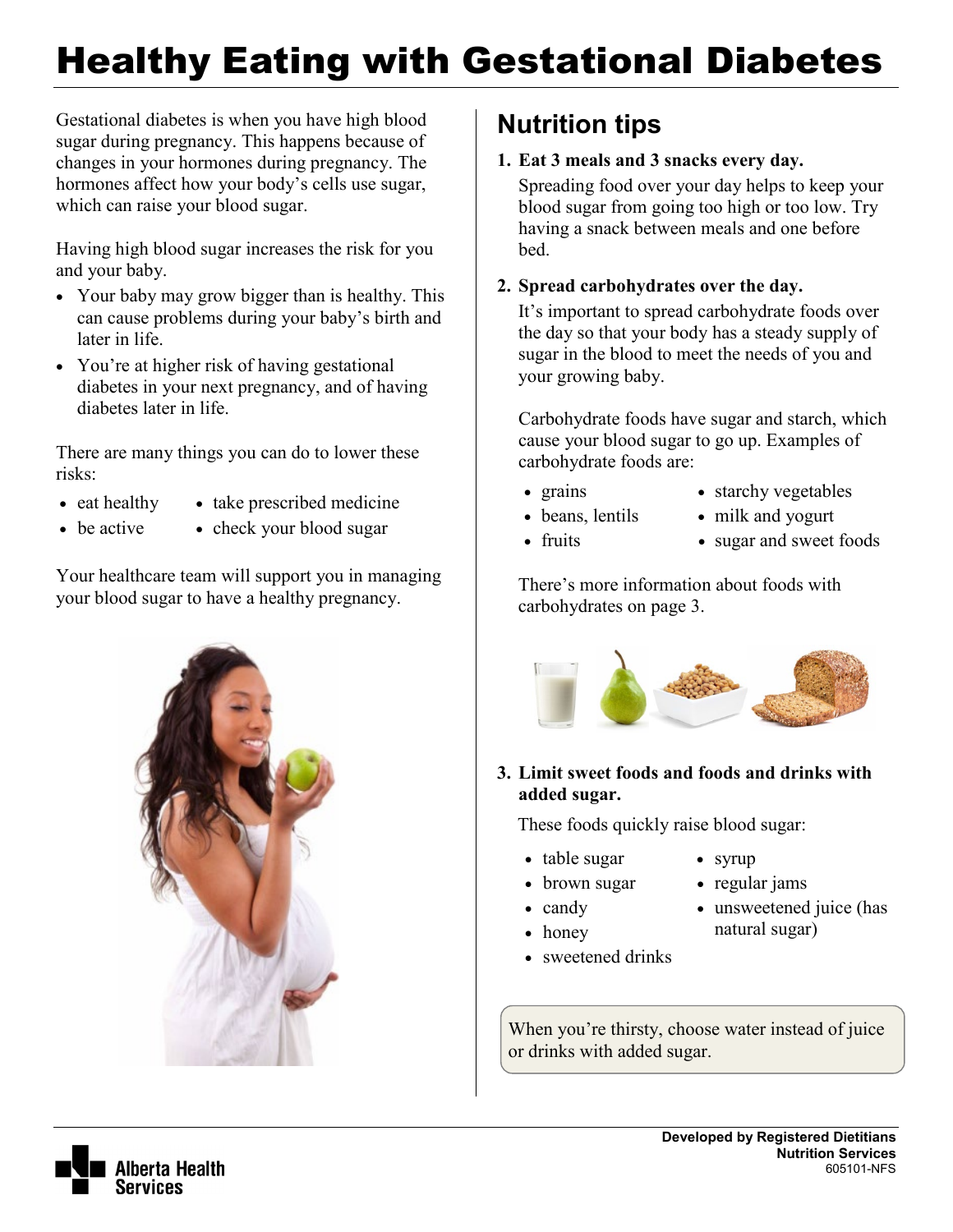# Healthy Eating with Gestational Diabetes

Gestational diabetes is when you have high blood sugar during pregnancy. This happens because of changes in your hormones during pregnancy. The hormones affect how your body's cells use sugar, which can raise your blood sugar.

Having high blood sugar increases the risk for you and your baby.

- Your baby may grow bigger than is healthy. This can cause problems during your baby's birth and later in life.
- You're at higher risk of having gestational diabetes in your next pregnancy, and of having diabetes later in life.

There are many things you can do to lower these risks:

- eat healthy
- be active
- take prescribed medicine
- check your blood sugar

Your healthcare team will support you in managing your blood sugar to have a healthy pregnancy.

## Nutrition tips

1. **Eat 3 meals and 3 snacks every day.**

   Spreading food over your day helps to keep your blood sugar from going too high or too low. Try having a snack between meals and one before bed.

2. **Spread carbohydrates over the day.**

   It's important to spread carbohydrate foods over the day so that your body has a steady supply of sugar in the blood to meet the needs of you and your growing baby.

   Carbohydrate foods have sugar and starch, which cause your blood sugar to go up. Examples of carbohydrate foods are:

   - grains
   - beans, lentils
   - fruits
   - starchy vegetables
   - milk and yogurt
   - sugar and sweet foods

   There's more information about foods with carbohydrates on page 3.

3. **Limit sweet foods and foods and drinks with added sugar.**

   These foods quickly raise blood sugar:

   - table sugar
   - brown sugar
   - candy
   - honey
   - sweetened drinks
   - syrup
   - regular jams
   - unsweetened juice (has natural sugar)

When you're thirsty, choose water instead of juice or drinks with added sugar.

**Developed by Registered Dietitians**
**Nutrition Services**
605101-NFS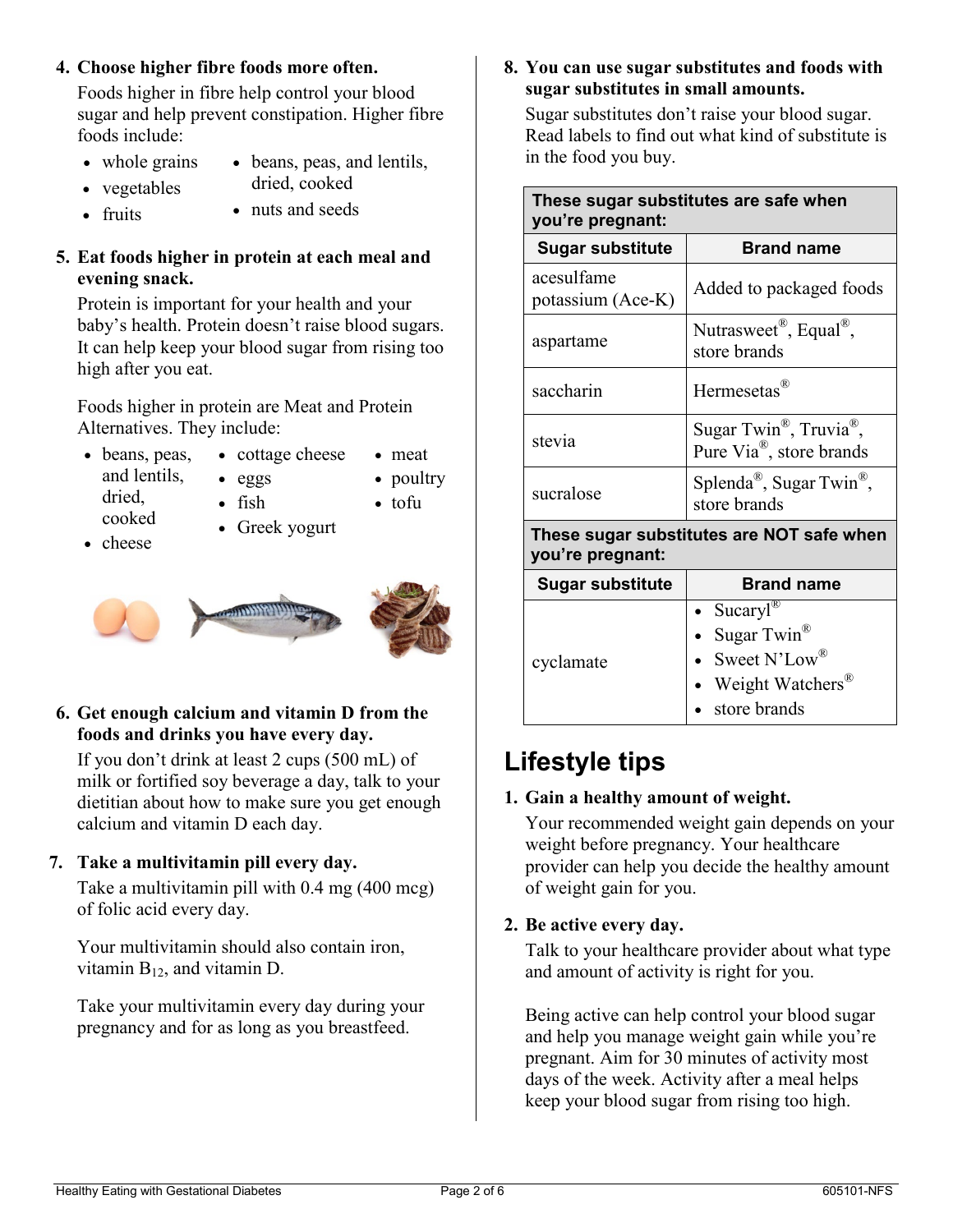4. **Choose higher fibre foods more often.**

   Foods higher in fibre help control your blood sugar and help prevent constipation. Higher fibre foods include:

   - whole grains
   - vegetables
   - fruits
   - beans, peas, and lentils, dried, cooked
   - nuts and seeds

5. **Eat foods higher in protein at each meal and evening snack.**

   Protein is important for your health and your baby's health. Protein doesn't raise blood sugars. It can help keep your blood sugar from rising too high after you eat.

   Foods higher in protein are Meat and Protein Alternatives. They include:

   - beans, peas, and lentils, dried, cooked
   - cheese
   - cottage cheese
   - eggs
   - fish
   - Greek yogurt
   - meat
   - poultry
   - tofu

6. **Get enough calcium and vitamin D from the foods and drinks you have every day.**

   If you don't drink at least 2 cups (500 mL) of milk or fortified soy beverage a day, talk to your dietitian about how to make sure you get enough calcium and vitamin D each day.

7. **Take a multivitamin pill every day.**

   Take a multivitamin pill with 0.4 mg (400 mcg) of folic acid every day.

   Your multivitamin should also contain iron, vitamin $B_{12}$, and vitamin D.

   Take your multivitamin every day during your pregnancy and for as long as you breastfeed.

8. **You can use sugar substitutes and foods with sugar substitutes in small amounts.**

   Sugar substitutes don't raise your blood sugar. Read labels to find out what kind of substitute is in the food you buy.

| **These sugar substitutes are safe when you're pregnant:** | |
|---|---|
| **Sugar substitute** | **Brand name** |
| acesulfame potassium (Ace-K) | Added to packaged foods |
| aspartame | Nutrasweet®, Equal®, store brands |
| saccharin | Hermesetas® |
| stevia | Sugar Twin®, Truvia®, Pure Via®, store brands |
| sucralose | Splenda®, Sugar Twin®, store brands |
| **These sugar substitutes are NOT safe when you're pregnant:** | |
| **Sugar substitute** | **Brand name** |
| cyclamate | • Sucaryl® • Sugar Twin® • Sweet N'Low® • Weight Watchers® • store brands |

## Lifestyle tips

1. **Gain a healthy amount of weight.**

   Your recommended weight gain depends on your weight before pregnancy. Your healthcare provider can help you decide the healthy amount of weight gain for you.

2. **Be active every day.**

   Talk to your healthcare provider about what type and amount of activity is right for you.

   Being active can help control your blood sugar and help you manage weight gain while you're pregnant. Aim for 30 minutes of activity most days of the week. Activity after a meal helps keep your blood sugar from rising too high.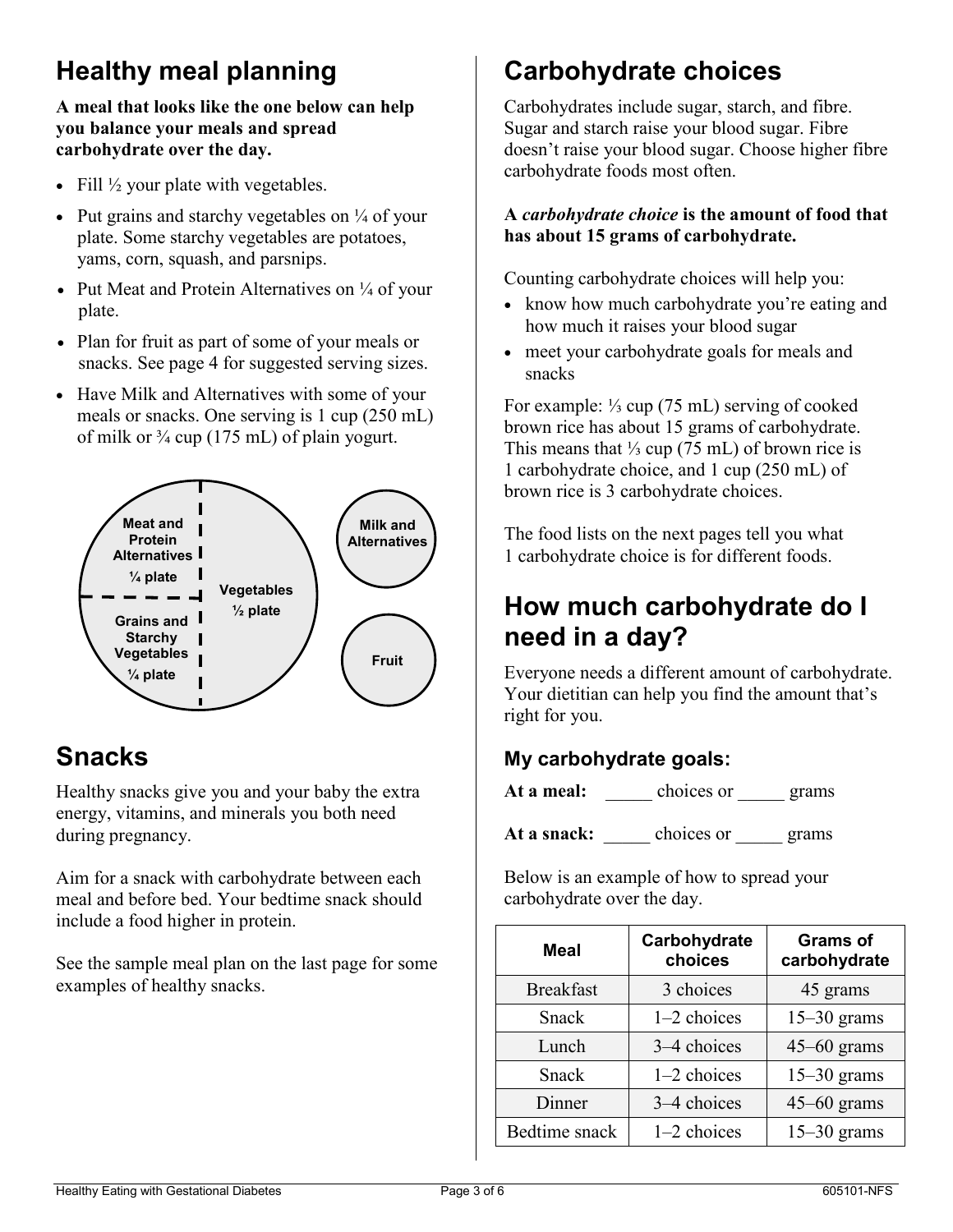## Healthy meal planning

**A meal that looks like the one below can help you balance your meals and spread carbohydrate over the day.**

- Fill ½ your plate with vegetables.
- Put grains and starchy vegetables on ¼ of your plate. Some starchy vegetables are potatoes, yams, corn, squash, and parsnips.
- Put Meat and Protein Alternatives on ¼ of your plate.
- Plan for fruit as part of some of your meals or snacks. See page 4 for suggested serving sizes.
- Have Milk and Alternatives with some of your meals or snacks. One serving is 1 cup (250 mL) of milk or ¾ cup (175 mL) of plain yogurt.

Meat and Protein Alternatives ¼ plate

Grains and Starchy Vegetables ¼ plate

Vegetables ½ plate

Milk and Alternatives

Fruit

## Snacks

Healthy snacks give you and your baby the extra energy, vitamins, and minerals you both need during pregnancy.

Aim for a snack with carbohydrate between each meal and before bed. Your bedtime snack should include a food higher in protein.

See the sample meal plan on the last page for some examples of healthy snacks.

## Carbohydrate choices

Carbohydrates include sugar, starch, and fibre. Sugar and starch raise your blood sugar. Fibre doesn't raise your blood sugar. Choose higher fibre carbohydrate foods most often.

**A *carbohydrate choice* is the amount of food that has about 15 grams of carbohydrate.**

Counting carbohydrate choices will help you:

- know how much carbohydrate you're eating and how much it raises your blood sugar
- meet your carbohydrate goals for meals and snacks

For example: ⅓ cup (75 mL) serving of cooked brown rice has about 15 grams of carbohydrate. This means that ⅓ cup (75 mL) of brown rice is 1 carbohydrate choice, and 1 cup (250 mL) of brown rice is 3 carbohydrate choices.

The food lists on the next pages tell you what 1 carbohydrate choice is for different foods.

## How much carbohydrate do I need in a day?

Everyone needs a different amount of carbohydrate. Your dietitian can help you find the amount that's right for you.

### My carbohydrate goals:

**At a meal:** _____ choices or _____ grams

**At a snack:** _____ choices or _____ grams

Below is an example of how to spread your carbohydrate over the day.

| Meal | Carbohydrate choices | Grams of carbohydrate |
|---|---|---|
| Breakfast | 3 choices | 45 grams |
| Snack | 1–2 choices | 15–30 grams |
| Lunch | 3–4 choices | 45–60 grams |
| Snack | 1–2 choices | 15–30 grams |
| Dinner | 3–4 choices | 45–60 grams |
| Bedtime snack | 1–2 choices | 15–30 grams |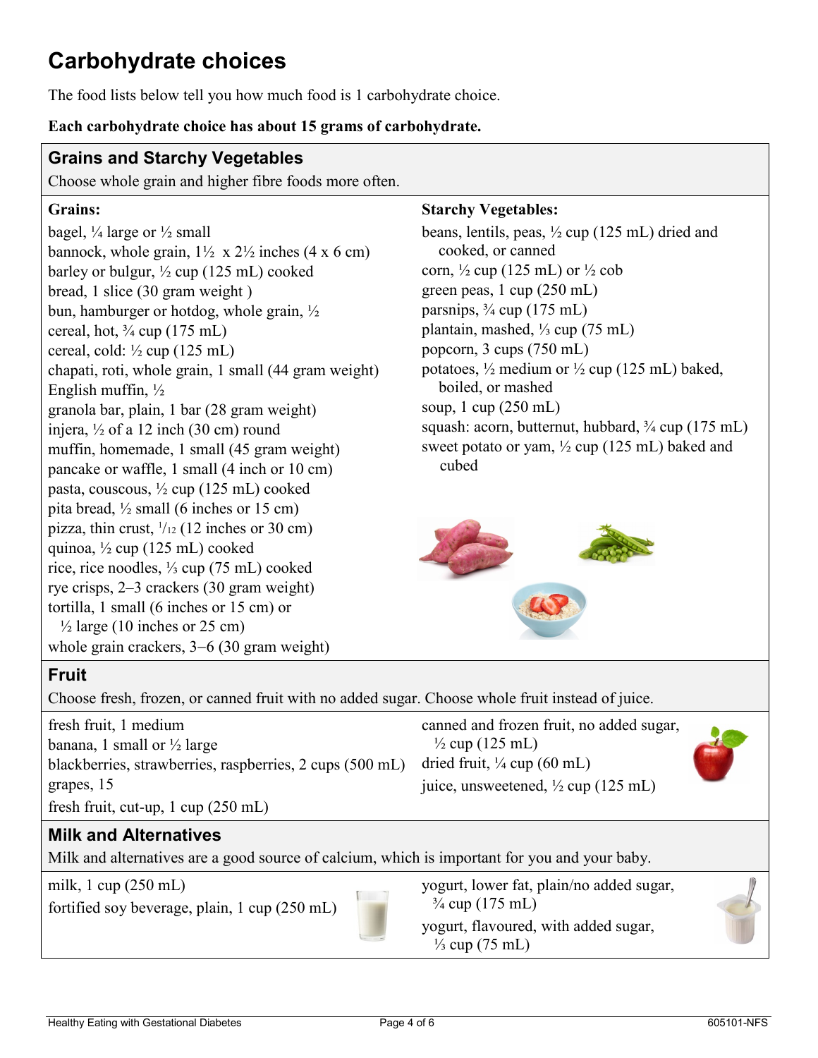# Carbohydrate choices

The food lists below tell you how much food is 1 carbohydrate choice.

**Each carbohydrate choice has about 15 grams of carbohydrate.**

## Grains and Starchy Vegetables

Choose whole grain and higher fibre foods more often.

**Grains:**

bagel, ¼ large or ½ small
bannock, whole grain, 1½ x 2½ inches (4 x 6 cm)
barley or bulgur, ½ cup (125 mL) cooked
bread, 1 slice (30 gram weight )
bun, hamburger or hotdog, whole grain, ½
cereal, hot, ¾ cup (175 mL)
cereal, cold: ½ cup (125 mL)
chapati, roti, whole grain, 1 small (44 gram weight)
English muffin, ½
granola bar, plain, 1 bar (28 gram weight)
injera, ½ of a 12 inch (30 cm) round
muffin, homemade, 1 small (45 gram weight)
pancake or waffle, 1 small (4 inch or 10 cm)
pasta, couscous, ½ cup (125 mL) cooked
pita bread, ½ small (6 inches or 15 cm)
pizza, thin crust, 1/12 (12 inches or 30 cm)
quinoa, ½ cup (125 mL) cooked
rice, rice noodles, ⅓ cup (75 mL) cooked
rye crisps, 2–3 crackers (30 gram weight)
tortilla, 1 small (6 inches or 15 cm) or ½ large (10 inches or 25 cm)
whole grain crackers, 3–6 (30 gram weight)

**Starchy Vegetables:**

beans, lentils, peas, ½ cup (125 mL) dried and cooked, or canned
corn, ½ cup (125 mL) or ½ cob
green peas, 1 cup (250 mL)
parsnips, ¾ cup (175 mL)
plantain, mashed, ⅓ cup (75 mL)
popcorn, 3 cups (750 mL)
potatoes, ½ medium or ½ cup (125 mL) baked, boiled, or mashed
soup, 1 cup (250 mL)
squash: acorn, butternut, hubbard, ¾ cup (175 mL)
sweet potato or yam, ½ cup (125 mL) baked and cubed

## Fruit

Choose fresh, frozen, or canned fruit with no added sugar. Choose whole fruit instead of juice.

fresh fruit, 1 medium
banana, 1 small or ½ large
blackberries, strawberries, raspberries, 2 cups (500 mL)
grapes, 15
fresh fruit, cut-up, 1 cup (250 mL)
canned and frozen fruit, no added sugar, ½ cup (125 mL)
dried fruit, ¼ cup (60 mL)
juice, unsweetened, ½ cup (125 mL)

## Milk and Alternatives

Milk and alternatives are a good source of calcium, which is important for you and your baby.

milk, 1 cup (250 mL)
fortified soy beverage, plain, 1 cup (250 mL)
yogurt, lower fat, plain/no added sugar, ¾ cup (175 mL)
yogurt, flavoured, with added sugar, ⅓ cup (75 mL)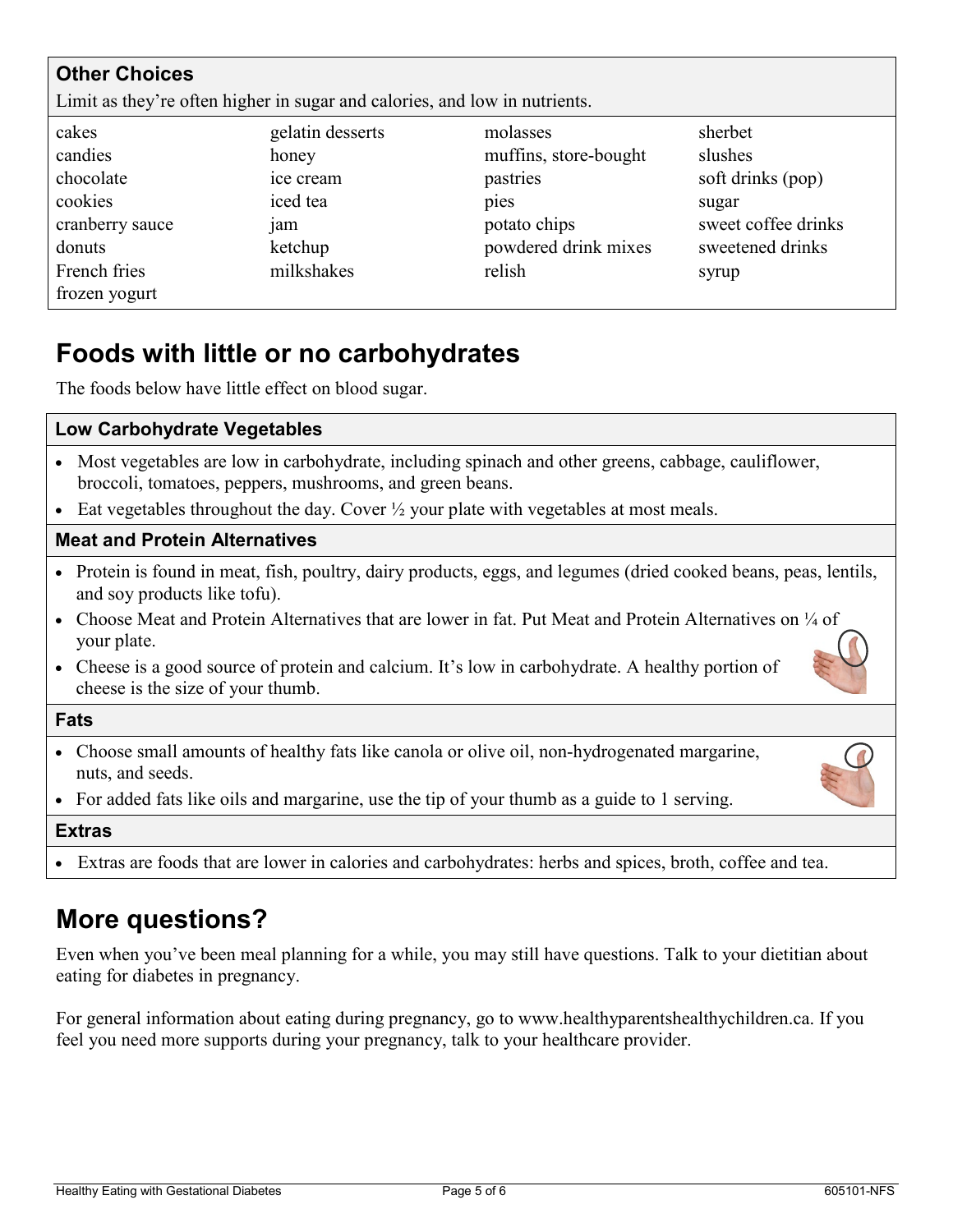### Other Choices

Limit as they're often higher in sugar and calories, and low in nutrients.

| | | | |
|---|---|---|---|
| cakes | gelatin desserts | molasses | sherbet |
| candies | honey | muffins, store-bought | slushes |
| chocolate | ice cream | pastries | soft drinks (pop) |
| cookies | iced tea | pies | sugar |
| cranberry sauce | jam | potato chips | sweet coffee drinks |
| donuts | ketchup | powdered drink mixes | sweetened drinks |
| French fries | milkshakes | relish | syrup |
| frozen yogurt | | | |

## Foods with little or no carbohydrates

The foods below have little effect on blood sugar.

### Low Carbohydrate Vegetables

- Most vegetables are low in carbohydrate, including spinach and other greens, cabbage, cauliflower, broccoli, tomatoes, peppers, mushrooms, and green beans.
- Eat vegetables throughout the day. Cover ½ your plate with vegetables at most meals.

### Meat and Protein Alternatives

- Protein is found in meat, fish, poultry, dairy products, eggs, and legumes (dried cooked beans, peas, lentils, and soy products like tofu).
- Choose Meat and Protein Alternatives that are lower in fat. Put Meat and Protein Alternatives on ¼ of your plate.
- Cheese is a good source of protein and calcium. It's low in carbohydrate. A healthy portion of cheese is the size of your thumb.

### Fats

- Choose small amounts of healthy fats like canola or olive oil, non-hydrogenated margarine, nuts, and seeds.
- For added fats like oils and margarine, use the tip of your thumb as a guide to 1 serving.

### Extras

- Extras are foods that are lower in calories and carbohydrates: herbs and spices, broth, coffee and tea.

## More questions?

Even when you've been meal planning for a while, you may still have questions. Talk to your dietitian about eating for diabetes in pregnancy.

For general information about eating during pregnancy, go to www.healthyparentshealthychildren.ca. If you feel you need more supports during your pregnancy, talk to your healthcare provider.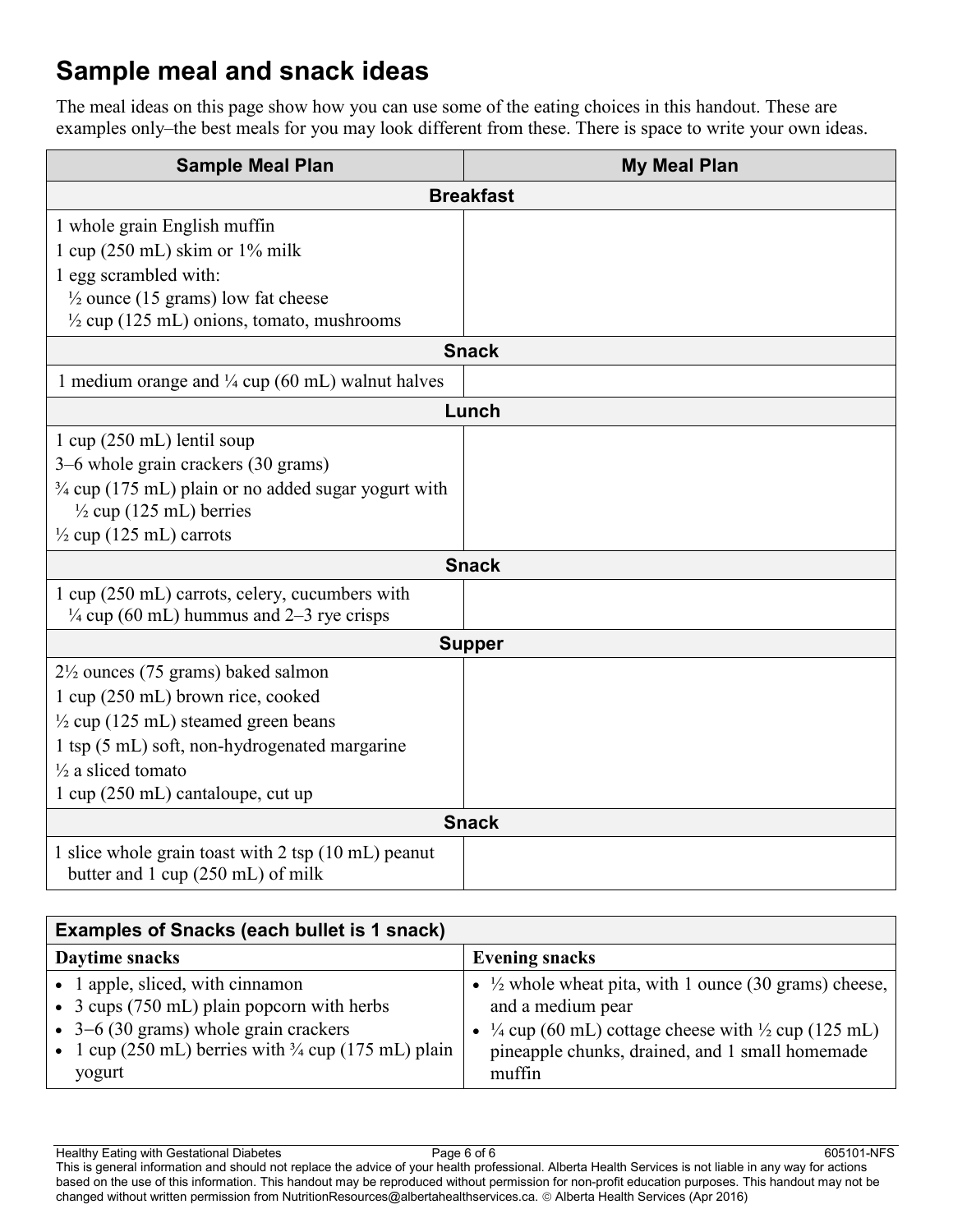# Sample meal and snack ideas

The meal ideas on this page show how you can use some of the eating choices in this handout. These are examples only–the best meals for you may look different from these. There is space to write your own ideas.

| Sample Meal Plan | My Meal Plan |
|---|---|
| **Breakfast** | |
| 1 whole grain English muffin<br>1 cup (250 mL) skim or 1% milk<br>1 egg scrambled with:<br>½ ounce (15 grams) low fat cheese<br>½ cup (125 mL) onions, tomato, mushrooms | |
| **Snack** | |
| 1 medium orange and ¼ cup (60 mL) walnut halves | |
| **Lunch** | |
| 1 cup (250 mL) lentil soup<br>3–6 whole grain crackers (30 grams)<br>¾ cup (175 mL) plain or no added sugar yogurt with ½ cup (125 mL) berries<br>½ cup (125 mL) carrots | |
| **Snack** | |
| 1 cup (250 mL) carrots, celery, cucumbers with ¼ cup (60 mL) hummus and 2–3 rye crisps | |
| **Supper** | |
| 2½ ounces (75 grams) baked salmon<br>1 cup (250 mL) brown rice, cooked<br>½ cup (125 mL) steamed green beans<br>1 tsp (5 mL) soft, non-hydrogenated margarine<br>½ a sliced tomato<br>1 cup (250 mL) cantaloupe, cut up | |
| **Snack** | |
| 1 slice whole grain toast with 2 tsp (10 mL) peanut butter and 1 cup (250 mL) of milk | |

| Examples of Snacks (each bullet is 1 snack) | |
|---|---|
| **Daytime snacks** | **Evening snacks** |
| • 1 apple, sliced, with cinnamon<br>• 3 cups (750 mL) plain popcorn with herbs<br>• 3–6 (30 grams) whole grain crackers<br>• 1 cup (250 mL) berries with ¾ cup (175 mL) plain yogurt | • ½ whole wheat pita, with 1 ounce (30 grams) cheese, and a medium pear<br>• ¼ cup (60 mL) cottage cheese with ½ cup (125 mL) pineapple chunks, drained, and 1 small homemade muffin |

This is general information and should not replace the advice of your health professional. Alberta Health Services is not liable in any way for actions based on the use of this information. This handout may be reproduced without permission for non-profit education purposes. This handout may not be changed without written permission from NutritionResources@albertahealthservices.ca. © Alberta Health Services (Apr 2016)